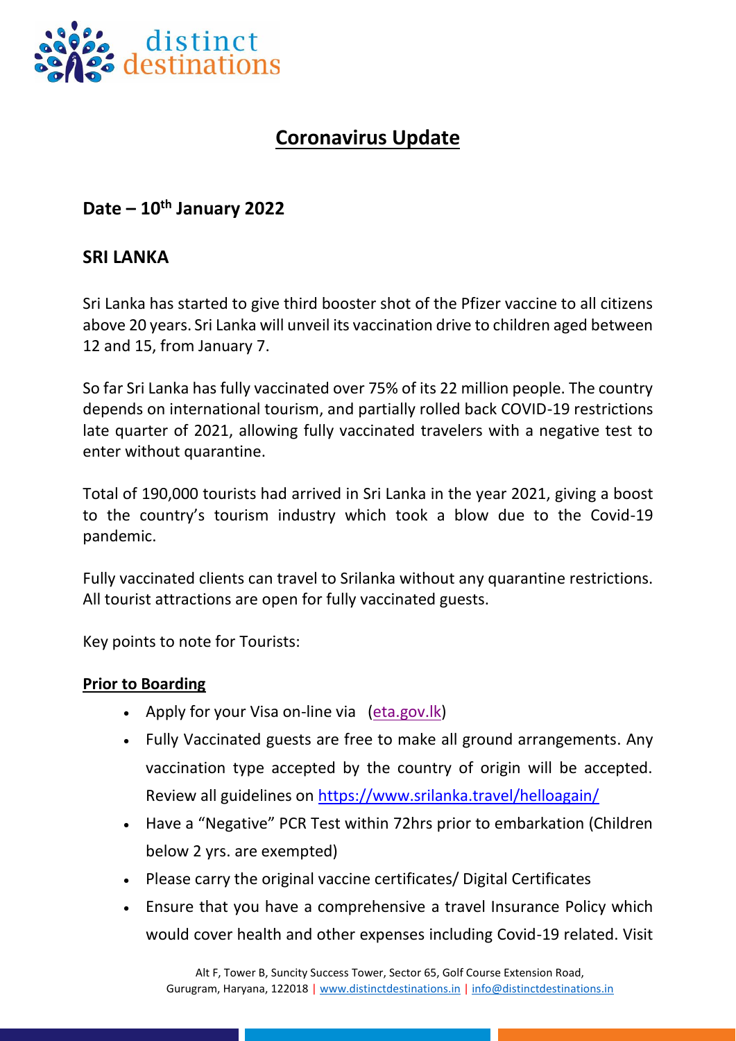# Coronavirus Update

## Date – 10th January 2022

## SRI LANKA

Sri Lanka has started to give third booster shot of the Pfizer vaccine to all citizens above 20 years. Sri Lanka will unveil its vaccination drive to children aged between 12 and 15, from January 7.

So far Sri Lanka has fully vaccinated over 75% of its 22 million people. The country depends on international tourism, and partially rolled back COVID-19 restrictions late quarter of 2021, allowing fully vaccinated travelers with a negative test to enter without quarantine.

Total of 190,000 tourists had arrived in Sri Lanka in the year 2021, giving a boost to the country's tourism industry which took a blow due to the Covid-19 pandemic.

Fully vaccinated clients can travel to Srilanka without any quarantine restrictions. All tourist attractions are open for fully vaccinated guests.

Key points to note for Tourists:

**Prior to Boarding**

- Apply for your Visa on-line via (eta.gov.lk)
- Fully Vaccinated guests are free to make all ground arrangements. Any vaccination type accepted by the country of origin will be accepted. Review all guidelines on https://www.srilanka.travel/helloagain/
- Have a "Negative" PCR Test within 72hrs prior to embarkation (Children below 2 yrs. are exempted)
- Please carry the original vaccine certificates/ Digital Certificates
- Ensure that you have a comprehensive a travel Insurance Policy which would cover health and other expenses including Covid-19 related. Visit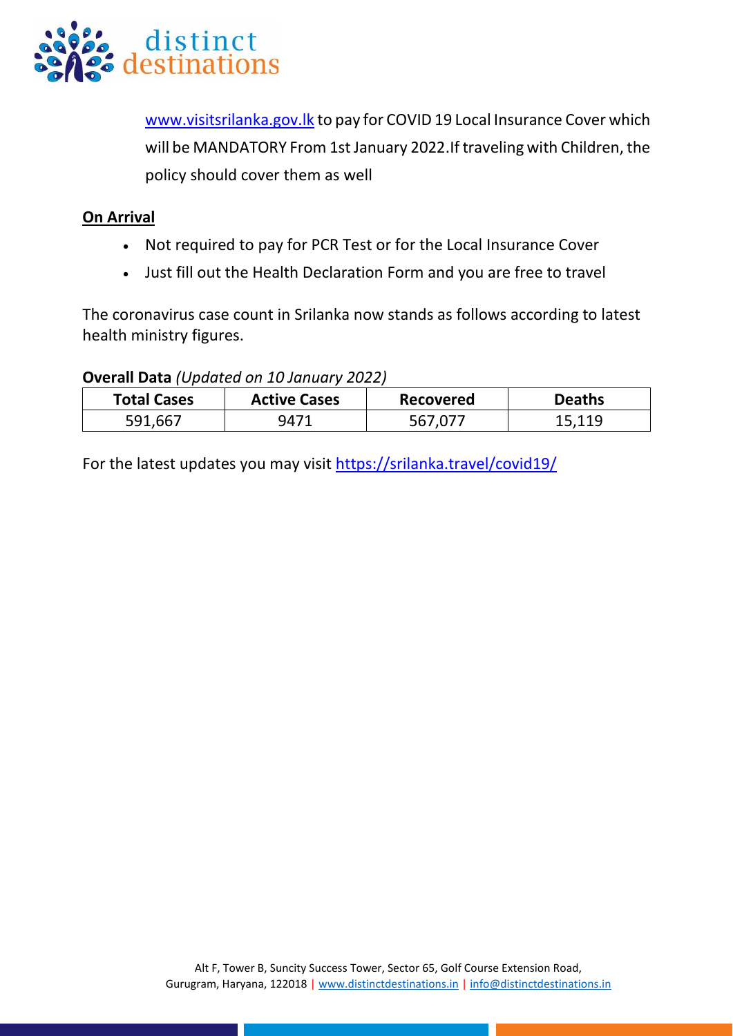[www.visitsrilanka.gov.lk](http://www.visitsrilanka.gov.lk) to pay for COVID 19 Local Insurance Cover which will be MANDATORY From 1st January 2022.If traveling with Children, the policy should cover them as well

**On Arrival**

- Not required to pay for PCR Test or for the Local Insurance Cover
- Just fill out the Health Declaration Form and you are free to travel

The coronavirus case count in Srilanka now stands as follows according to latest health ministry figures.

**Overall Data** *(Updated on 10 January 2022)*

| Total Cases | Active Cases | Recovered | Deaths |
|---|---|---|---|
| 591,667 | 9471 | 567,077 | 15,119 |

For the latest updates you may visit [https://srilanka.travel/covid19/](https://srilanka.travel/covid19/)